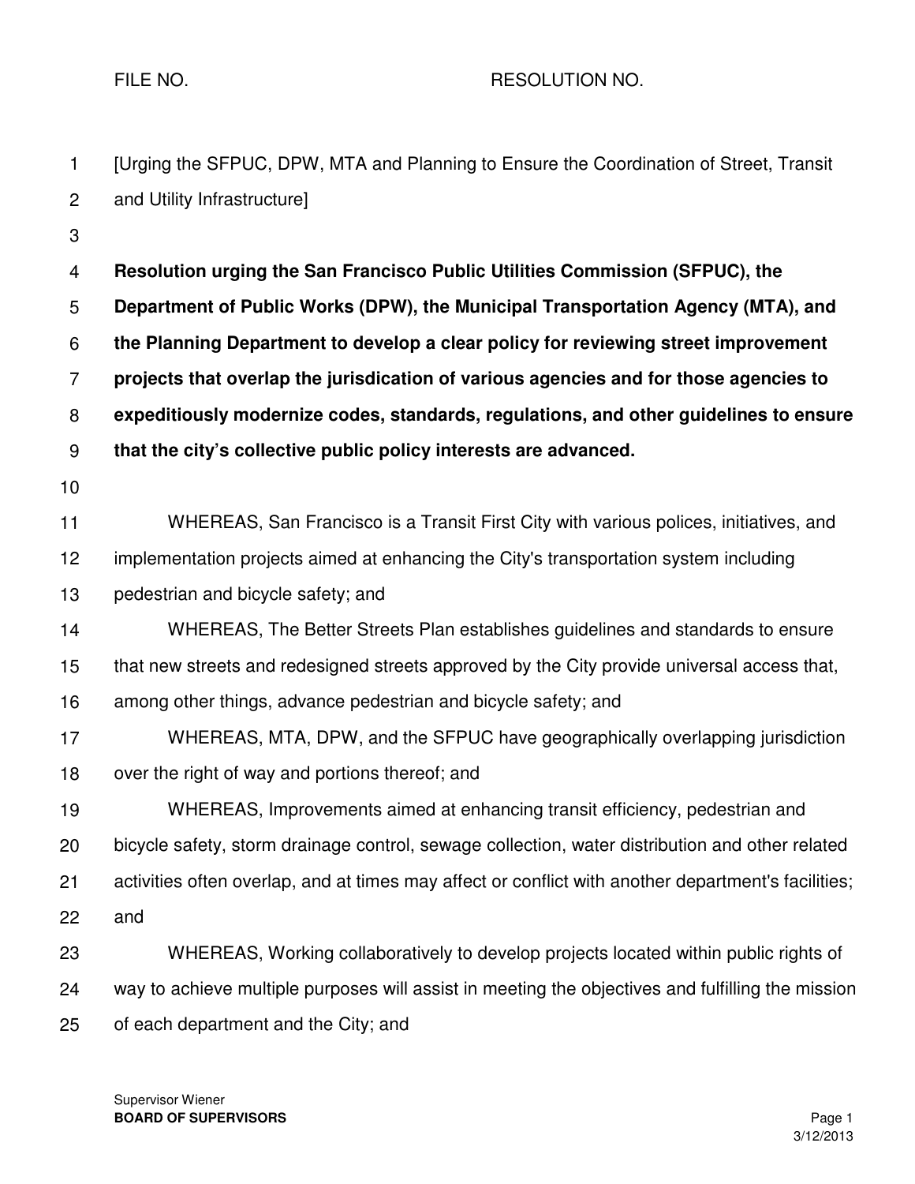FILE NO. RESOLUTION NO.

[Urging the SFPUC, DPW, MTA and Planning to Ensure the Coordination of Street, Transit and Utility Infrastructure]

**Resolution urging the San Francisco Public Utilities Commission (SFPUC), the Department of Public Works (DPW), the Municipal Transportation Agency (MTA), and the Planning Department to develop a clear policy for reviewing street improvement projects that overlap the jurisdication of various agencies and for those agencies to expeditiously modernize codes, standards, regulations, and other guidelines to ensure that the city's collective public policy interests are advanced.**

WHEREAS, San Francisco is a Transit First City with various polices, initiatives, and implementation projects aimed at enhancing the City's transportation system including pedestrian and bicycle safety; and

WHEREAS, The Better Streets Plan establishes guidelines and standards to ensure that new streets and redesigned streets approved by the City provide universal access that, among other things, advance pedestrian and bicycle safety; and

WHEREAS, MTA, DPW, and the SFPUC have geographically overlapping jurisdiction over the right of way and portions thereof; and

WHEREAS, Improvements aimed at enhancing transit efficiency, pedestrian and bicycle safety, storm drainage control, sewage collection, water distribution and other related activities often overlap, and at times may affect or conflict with another department's facilities; and

WHEREAS, Working collaboratively to develop projects located within public rights of way to achieve multiple purposes will assist in meeting the objectives and fulfilling the mission of each department and the City; and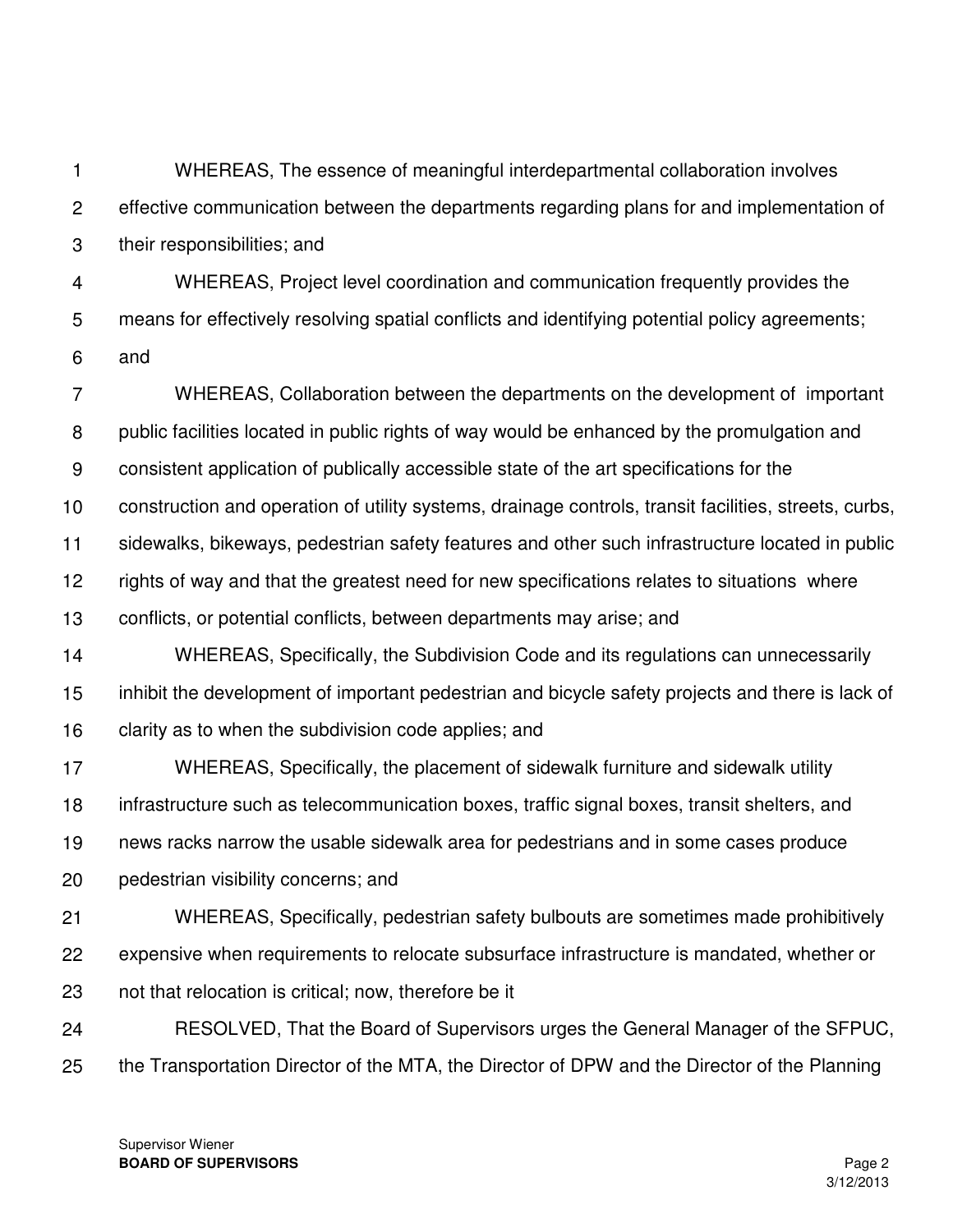WHEREAS, The essence of meaningful interdepartmental collaboration involves effective communication between the departments regarding plans for and implementation of their responsibilities; and

WHEREAS, Project level coordination and communication frequently provides the means for effectively resolving spatial conflicts and identifying potential policy agreements; and

WHEREAS, Collaboration between the departments on the development of important public facilities located in public rights of way would be enhanced by the promulgation and consistent application of publically accessible state of the art specifications for the construction and operation of utility systems, drainage controls, transit facilities, streets, curbs, sidewalks, bikeways, pedestrian safety features and other such infrastructure located in public rights of way and that the greatest need for new specifications relates to situations where conflicts, or potential conflicts, between departments may arise; and

WHEREAS, Specifically, the Subdivision Code and its regulations can unnecessarily inhibit the development of important pedestrian and bicycle safety projects and there is lack of clarity as to when the subdivision code applies; and

WHEREAS, Specifically, the placement of sidewalk furniture and sidewalk utility infrastructure such as telecommunication boxes, traffic signal boxes, transit shelters, and news racks narrow the usable sidewalk area for pedestrians and in some cases produce pedestrian visibility concerns; and

WHEREAS, Specifically, pedestrian safety bulbouts are sometimes made prohibitively expensive when requirements to relocate subsurface infrastructure is mandated, whether or not that relocation is critical; now, therefore be it

RESOLVED, That the Board of Supervisors urges the General Manager of the SFPUC, the Transportation Director of the MTA, the Director of DPW and the Director of the Planning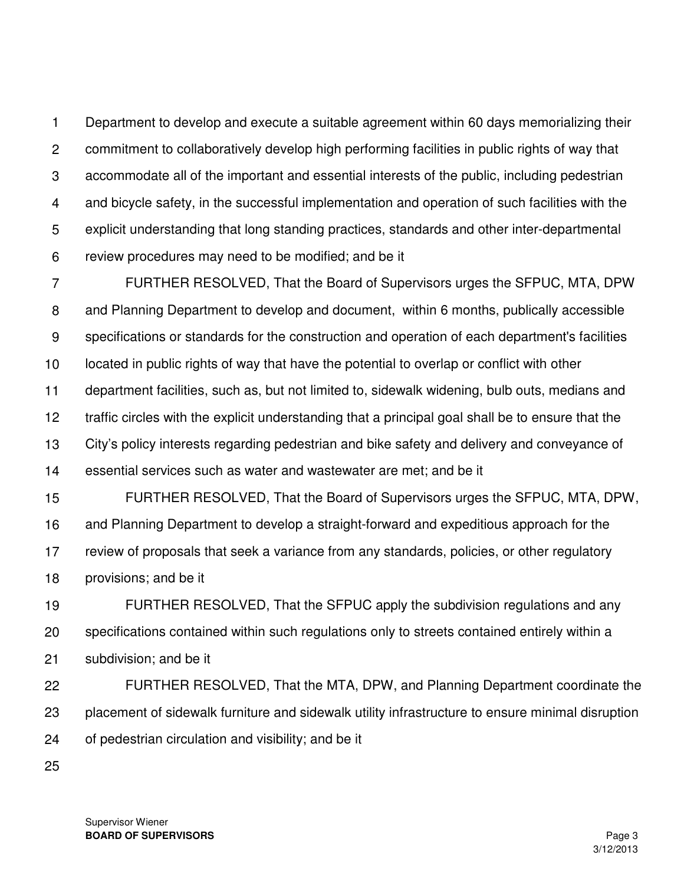Department to develop and execute a suitable agreement within 60 days memorializing their commitment to collaboratively develop high performing facilities in public rights of way that accommodate all of the important and essential interests of the public, including pedestrian and bicycle safety, in the successful implementation and operation of such facilities with the explicit understanding that long standing practices, standards and other inter-departmental review procedures may need to be modified; and be it

FURTHER RESOLVED, That the Board of Supervisors urges the SFPUC, MTA, DPW and Planning Department to develop and document, within 6 months, publically accessible specifications or standards for the construction and operation of each department's facilities located in public rights of way that have the potential to overlap or conflict with other department facilities, such as, but not limited to, sidewalk widening, bulb outs, medians and traffic circles with the explicit understanding that a principal goal shall be to ensure that the City's policy interests regarding pedestrian and bike safety and delivery and conveyance of essential services such as water and wastewater are met; and be it

FURTHER RESOLVED, That the Board of Supervisors urges the SFPUC, MTA, DPW, and Planning Department to develop a straight-forward and expeditious approach for the review of proposals that seek a variance from any standards, policies, or other regulatory provisions; and be it

FURTHER RESOLVED, That the SFPUC apply the subdivision regulations and any specifications contained within such regulations only to streets contained entirely within a subdivision; and be it

FURTHER RESOLVED, That the MTA, DPW, and Planning Department coordinate the placement of sidewalk furniture and sidewalk utility infrastructure to ensure minimal disruption of pedestrian circulation and visibility; and be it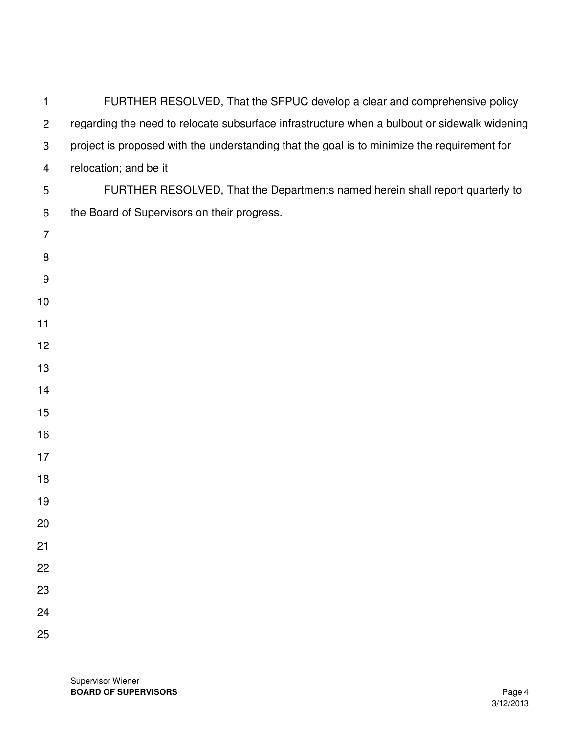FURTHER RESOLVED, That the SFPUC develop a clear and comprehensive policy regarding the need to relocate subsurface infrastructure when a bulbout or sidewalk widening project is proposed with the understanding that the goal is to minimize the requirement for relocation; and be it

FURTHER RESOLVED, That the Departments named herein shall report quarterly to the Board of Supervisors on their progress.